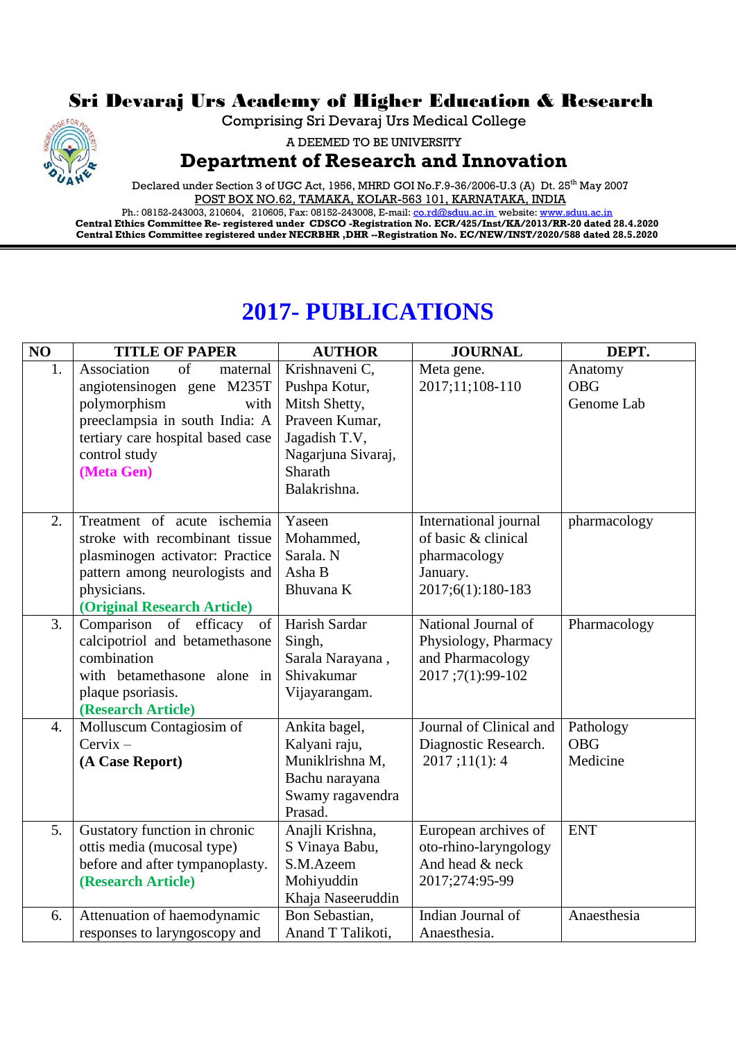# Sri Devaraj Urs Academy of Higher Education & Research

Comprising Sri Devaraj Urs Medical College

A DEEMED TO BE UNIVERSITY

## Department of Research and Innovation

Declared under Section 3 of UGC Act, 1956, MHRD GOI No.F.9-36/2006-U.3 (A) Dt. 25th May 2007

POST BOX NO.62, TAMAKA, KOLAR-563 101, KARNATAKA, INDIA

Ph.: 08152-243003, 210604, 210605, Fax: 08152-243008, E-mail: co.rd@sduu.ac.in website: www.sduu.ac.in

**Central Ethics Committee Re- registered under CDSCO -Registration No. ECR/425/Inst/KA/2013/RR-20 dated 28.4.2020**

**Central Ethics Committee registered under NECRBHR ,DHR --Registration No. EC/NEW/INST/2020/588 dated 28.5.2020**

# 2017- PUBLICATIONS

| NO | TITLE OF PAPER | AUTHOR | JOURNAL | DEPT. |
|---|---|---|---|---|
| 1. | Association of maternal angiotensinogen gene M235T polymorphism with preeclampsia in south India: A tertiary care hospital based case control study **(Meta Gen)** | Krishnaveni C, Pushpa Kotur, Mitsh Shetty, Praveen Kumar, Jagadish T.V, Nagarjuna Sivaraj, Sharath Balakrishna. | Meta gene. 2017;11;108-110 | Anatomy OBG Genome Lab |
| 2. | Treatment of acute ischemia stroke with recombinant tissue plasminogen activator: Practice pattern among neurologists and physicians. **(Original Research Article)** | Yaseen Mohammed, Sarala. N Asha B Bhuvana K | International journal of basic & clinical pharmacology January. 2017;6(1):180-183 | pharmacology |
| 3. | Comparison of efficacy of calcipotriol and betamethasone combination with betamethasone alone in plaque psoriasis. **(Research Article)** | Harish Sardar Singh, Sarala Narayana , Shivakumar Vijayarangam. | National Journal of Physiology, Pharmacy and Pharmacology 2017 ;7(1):99-102 | Pharmacology |
| 4. | Molluscum Contagiosim of Cervix – **(A Case Report)** | Ankita bagel, Kalyani raju, Muniklrishna M, Bachu narayana Swamy ragavendra Prasad. | Journal of Clinical and Diagnostic Research. 2017 ;11(1): 4 | Pathology OBG Medicine |
| 5. | Gustatory function in chronic ottis media (mucosal type) before and after tympanoplasty. **(Research Article)** | Anajli Krishna, S Vinaya Babu, S.M.Azeem Mohiyuddin Khaja Naseeruddin | European archives of oto-rhino-laryngology And head & neck 2017;274:95-99 | ENT |
| 6. | Attenuation of haemodynamic responses to laryngoscopy and | Bon Sebastian, Anand T Talikoti, | Indian Journal of Anaesthesia. | Anaesthesia |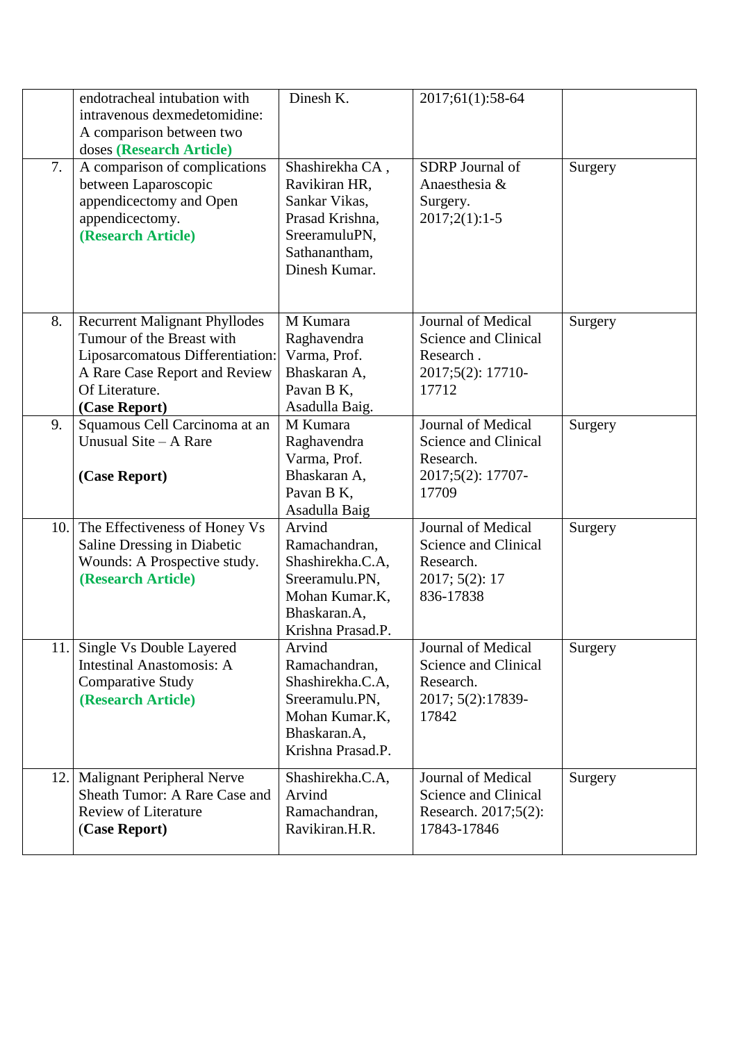|  |  |  |  |  |
|---|---|---|---|---|
|  | endotracheal intubation with intravenous dexmedetomidine: A comparison between two doses **(Research Article)** | Dinesh K. | 2017;61(1):58-64 |  |
| 7. | A comparison of complications between Laparoscopic appendicectomy and Open appendicectomy. **(Research Article)** | Shashirekha CA , Ravikiran HR, Sankar Vikas, Prasad Krishna, SreeramuluPN, Sathanantham, Dinesh Kumar. | SDRP Journal of Anaesthesia & Surgery. 2017;2(1):1-5 | Surgery |
| 8. | Recurrent Malignant Phyllodes Tumour of the Breast with Liposarcomatous Differentiation: A Rare Case Report and Review Of Literature. **(Case Report)** | M Kumara Raghavendra Varma, Prof. Bhaskaran A, Pavan B K, Asadulla Baig. | Journal of Medical Science and Clinical Research . 2017;5(2): 17710-17712 | Surgery |
| 9. | Squamous Cell Carcinoma at an Unusual Site – A Rare **(Case Report)** | M Kumara Raghavendra Varma, Prof. Bhaskaran A, Pavan B K, Asadulla Baig | Journal of Medical Science and Clinical Research. 2017;5(2): 17707-17709 | Surgery |
| 10. | The Effectiveness of Honey Vs Saline Dressing in Diabetic Wounds: A Prospective study. **(Research Article)** | Arvind Ramachandran, Shashirekha.C.A, Sreeramulu.PN, Mohan Kumar.K, Bhaskaran.A, Krishna Prasad.P. | Journal of Medical Science and Clinical Research. 2017; 5(2): 17 836-17838 | Surgery |
| 11. | Single Vs Double Layered Intestinal Anastomosis: A Comparative Study **(Research Article)** | Arvind Ramachandran, Shashirekha.C.A, Sreeramulu.PN, Mohan Kumar.K, Bhaskaran.A, Krishna Prasad.P. | Journal of Medical Science and Clinical Research. 2017; 5(2):17839-17842 | Surgery |
| 12. | Malignant Peripheral Nerve Sheath Tumor: A Rare Case and Review of Literature (**Case Report)** | Shashirekha.C.A, Arvind Ramachandran, Ravikiran.H.R. | Journal of Medical Science and Clinical Research. 2017;5(2): 17843-17846 | Surgery |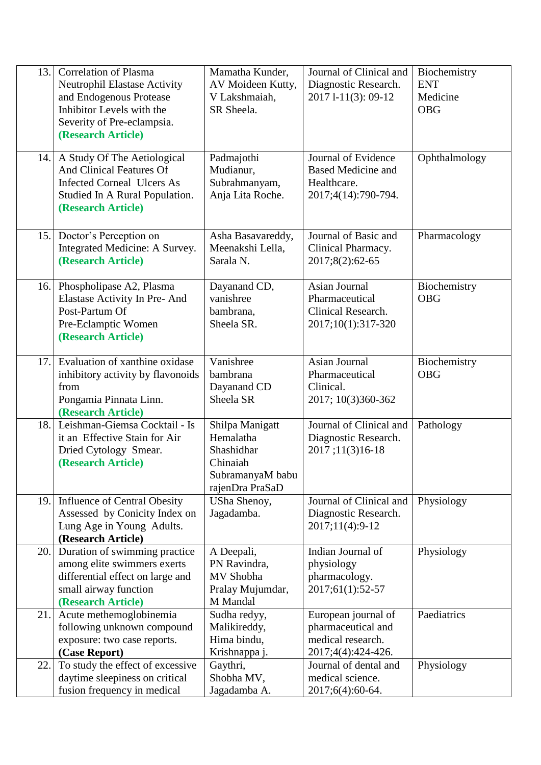| | | | | |
|---|---|---|---|---|
| 13. | Correlation of Plasma Neutrophil Elastase Activity and Endogenous Protease Inhibitor Levels with the Severity of Pre-eclampsia. **(Research Article)** | Mamatha Kunder, AV Moideen Kutty, V Lakshmaiah, SR Sheela. | Journal of Clinical and Diagnostic Research. 2017 l-11(3): 09-12 | Biochemistry ENT Medicine OBG |
| 14. | A Study Of The Aetiological And Clinical Features Of Infected Corneal Ulcers As Studied In A Rural Population. **(Research Article)** | Padmajothi Mudianur, Subrahmanyam, Anja Lita Roche. | Journal of Evidence Based Medicine and Healthcare. 2017;4(14):790-794. | Ophthalmology |
| 15. | Doctor's Perception on Integrated Medicine: A Survey. **(Research Article)** | Asha Basavareddy, Meenakshi Lella, Sarala N. | Journal of Basic and Clinical Pharmacy. 2017;8(2):62-65 | Pharmacology |
| 16. | Phospholipase A2, Plasma Elastase Activity In Pre- And Post-Partum Of Pre-Eclamptic Women **(Research Article)** | Dayanand CD, vanishree bambrana, Sheela SR. | Asian Journal Pharmaceutical Clinical Research. 2017;10(1):317-320 | Biochemistry OBG |
| 17. | Evaluation of xanthine oxidase inhibitory activity by flavonoids from Pongamia Pinnata Linn. **(Research Article)** | Vanishree bambrana Dayanand CD Sheela SR | Asian Journal Pharmaceutical Clinical. 2017; 10(3)360-362 | Biochemistry OBG |
| 18. | Leishman-Giemsa Cocktail - Is it an Effective Stain for Air Dried Cytology Smear. **(Research Article)** | Shilpa Manigatt Hemalatha Shashidhar Chinaiah SubramanyaM babu rajenDra PraSaD | Journal of Clinical and Diagnostic Research. 2017 ;11(3)16-18 | Pathology |
| 19. | Influence of Central Obesity Assessed by Conicity Index on Lung Age in Young Adults. **(Research Article)** | USha Shenoy, Jagadamba. | Journal of Clinical and Diagnostic Research. 2017;11(4):9-12 | Physiology |
| 20. | Duration of swimming practice among elite swimmers exerts differential effect on large and small airway function **(Research Article)** | A Deepali, PN Ravindra, MV Shobha Pralay Mujumdar, M Mandal | Indian Journal of physiology pharmacology. 2017;61(1):52-57 | Physiology |
| 21. | Acute methemoglobinemia following unknown compound exposure: two case reports. **(Case Report)** | Sudha redyy, Malikireddy, Hima bindu, Krishnappa j. | European journal of pharmaceutical and medical research. 2017;4(4):424-426. | Paediatrics |
| 22. | To study the effect of excessive daytime sleepiness on critical fusion frequency in medical | Gaythri, Shobha MV, Jagadamba A. | Journal of dental and medical science. 2017;6(4):60-64. | Physiology |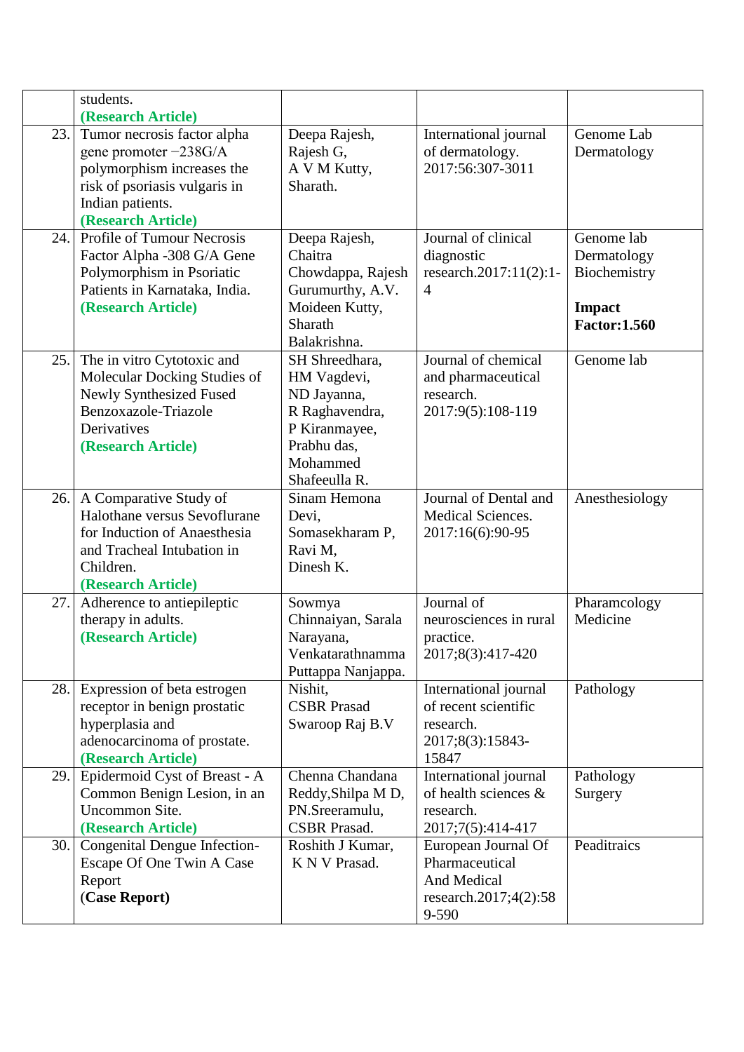| | | | | |
|---|---|---|---|---|
| | students. **(Research Article)** | | | |
| 23. | Tumor necrosis factor alpha gene promoter −238G/A polymorphism increases the risk of psoriasis vulgaris in Indian patients. **(Research Article)** | Deepa Rajesh, Rajesh G, A V M Kutty, Sharath. | International journal of dermatology. 2017:56:307-3011 | Genome Lab Dermatology |
| 24. | Profile of Tumour Necrosis Factor Alpha -308 G/A Gene Polymorphism in Psoriatic Patients in Karnataka, India. **(Research Article)** | Deepa Rajesh, Chaitra Chowdappa, Rajesh Gurumurthy, A.V. Moideen Kutty, Sharath Balakrishna. | Journal of clinical diagnostic research.2017:11(2):1-4 | Genome lab Dermatology Biochemistry **Impact Factor:1.560** |
| 25. | The in vitro Cytotoxic and Molecular Docking Studies of Newly Synthesized Fused Benzoxazole-Triazole Derivatives **(Research Article)** | SH Shreedhara, HM Vagdevi, ND Jayanna, R Raghavendra, P Kiranmayee, Prabhu das, Mohammed Shafeeulla R. | Journal of chemical and pharmaceutical research. 2017:9(5):108-119 | Genome lab |
| 26. | A Comparative Study of Halothane versus Sevoflurane for Induction of Anaesthesia and Tracheal Intubation in Children. **(Research Article)** | Sinam Hemona Devi, Somasekharam P, Ravi M, Dinesh K. | Journal of Dental and Medical Sciences. 2017:16(6):90-95 | Anesthesiology |
| 27. | Adherence to antiepileptic therapy in adults. **(Research Article)** | Sowmya Chinnaiyan, Sarala Narayana, Venkatarathnamma Puttappa Nanjappa. | Journal of neurosciences in rural practice. 2017;8(3):417-420 | Pharamcology Medicine |
| 28. | Expression of beta estrogen receptor in benign prostatic hyperplasia and adenocarcinoma of prostate. **(Research Article)** | Nishit, CSBR Prasad Swaroop Raj B.V | International journal of recent scientific research. 2017;8(3):15843-15847 | Pathology |
| 29. | Epidermoid Cyst of Breast - A Common Benign Lesion, in an Uncommon Site. **(Research Article)** | Chenna Chandana Reddy,Shilpa M D, PN.Sreeramulu, CSBR Prasad. | International journal of health sciences & research. 2017;7(5):414-417 | Pathology Surgery |
| 30. | Congenital Dengue Infection-Escape Of One Twin A Case Report (**Case Report)** | Roshith J Kumar, K N V Prasad. | European Journal Of Pharmaceutical And Medical research.2017;4(2):589-590 | Peaditraics |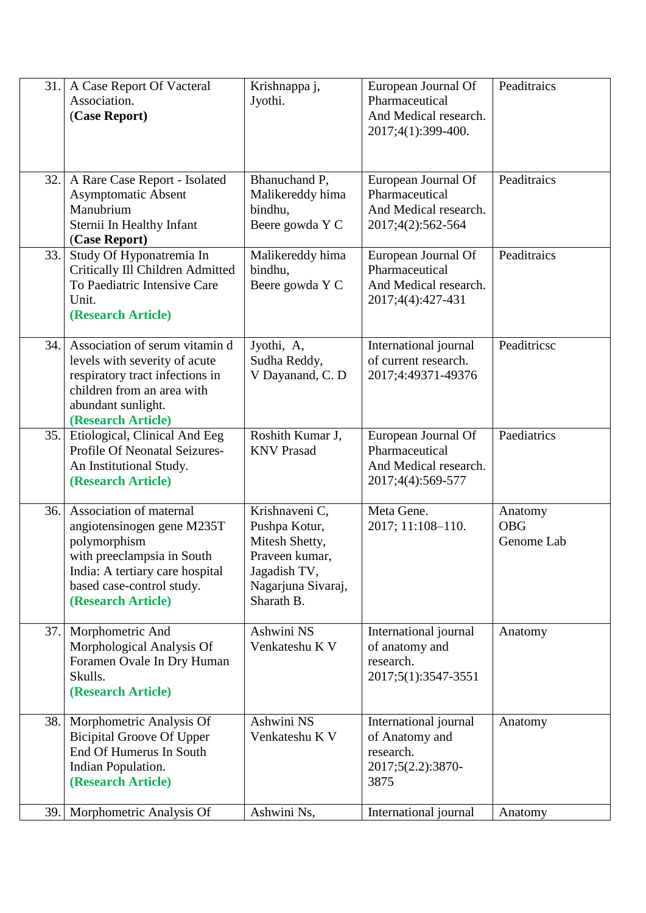| 31. | A Case Report Of Vacteral Association. **(Case Report)** | Krishnappa j, Jyothi. | European Journal Of Pharmaceutical And Medical research. 2017;4(1):399-400. | Peaditraics |
|---|---|---|---|---|
| 32. | A Rare Case Report - Isolated Asymptomatic Absent Manubrium Sternii In Healthy Infant **(Case Report)** | Bhanuchand P, Malikereddy hima bindhu, Beere gowda Y C | European Journal Of Pharmaceutical And Medical research. 2017;4(2):562-564 | Peaditraics |
| 33. | Study Of Hyponatremia In Critically Ill Children Admitted To Paediatric Intensive Care Unit. **(Research Article)** | Malikereddy hima bindhu, Beere gowda Y C | European Journal Of Pharmaceutical And Medical research. 2017;4(4):427-431 | Peaditraics |
| 34. | Association of serum vitamin d levels with severity of acute respiratory tract infections in children from an area with abundant sunlight. **(Research Article)** | Jyothi, A, Sudha Reddy, V Dayanand, C. D | International journal of current research. 2017;4:49371-49376 | Peaditricsc |
| 35. | Etiological, Clinical And Eeg Profile Of Neonatal Seizures- An Institutional Study. **(Research Article)** | Roshith Kumar J, KNV Prasad | European Journal Of Pharmaceutical And Medical research. 2017;4(4):569-577 | Paediatrics |
| 36. | Association of maternal angiotensinogen gene M235T polymorphism with preeclampsia in South India: A tertiary care hospital based case-control study. **(Research Article)** | Krishnaveni C, Pushpa Kotur, Mitesh Shetty, Praveen kumar, Jagadish TV, Nagarjuna Sivaraj, Sharath B. | Meta Gene. 2017; 11:108–110. | Anatomy OBG Genome Lab |
| 37. | Morphometric And Morphological Analysis Of Foramen Ovale In Dry Human Skulls. **(Research Article)** | Ashwini NS Venkateshu K V | International journal of anatomy and research. 2017;5(1):3547-3551 | Anatomy |
| 38. | Morphometric Analysis Of Bicipital Groove Of Upper End Of Humerus In South Indian Population. **(Research Article)** | Ashwini NS Venkateshu K V | International journal of Anatomy and research. 2017;5(2.2):3870-3875 | Anatomy |
| 39. | Morphometric Analysis Of | Ashwini Ns, | International journal | Anatomy |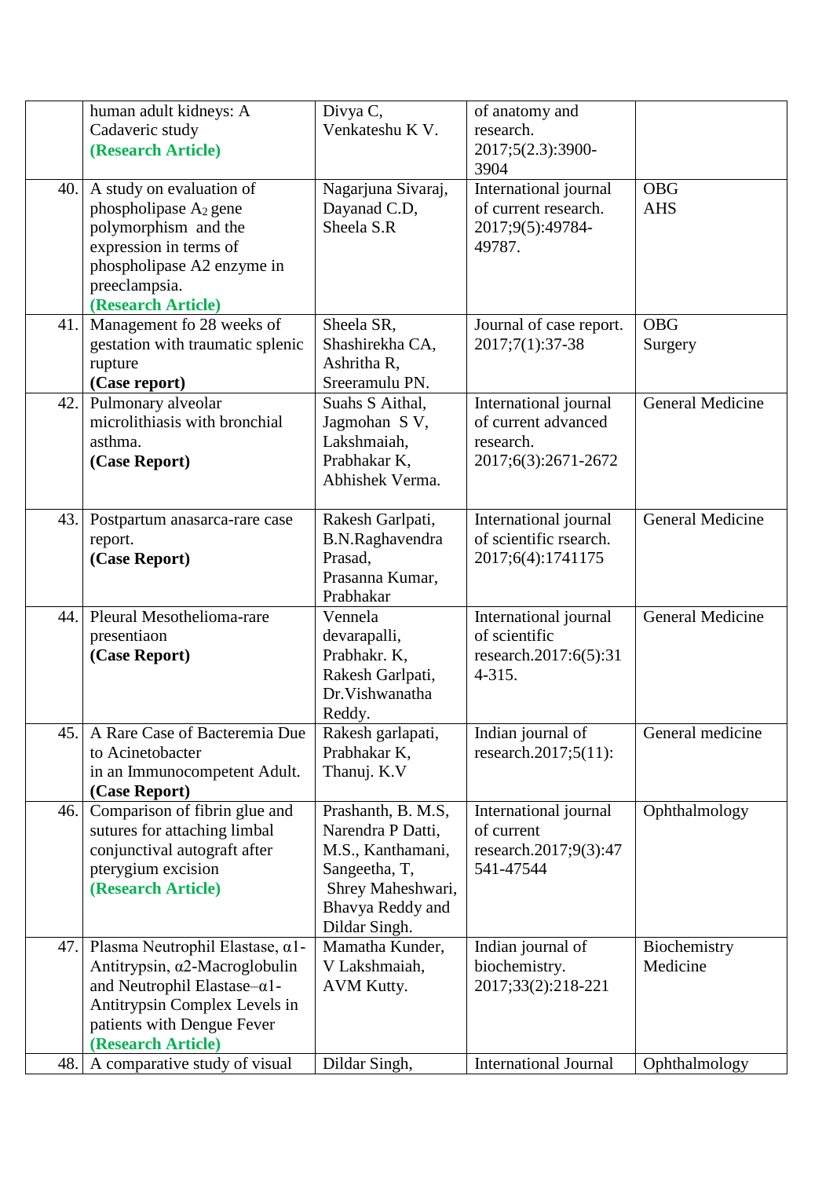| | | | | |
|---|---|---|---|---|
| | human adult kidneys: A Cadaveric study **(Research Article)** | Divya C, Venkateshu K V. | of anatomy and research. 2017;5(2.3):3900-3904 | |
| 40. | A study on evaluation of phospholipase $A_2$ gene polymorphism and the expression in terms of phospholipase A2 enzyme in preeclampsia. **(Research Article)** | Nagarjuna Sivaraj, Dayanad C.D, Sheela S.R | International journal of current research. 2017;9(5):49784-49787. | OBG AHS |
| 41. | Management fo 28 weeks of gestation with traumatic splenic rupture **(Case report)** | Sheela SR, Shashirekha CA, Ashritha R, Sreeramulu PN. | Journal of case report. 2017;7(1):37-38 | OBG Surgery |
| 42. | Pulmonary alveolar microlithiasis with bronchial asthma. **(Case Report)** | Suahs S Aithal, Jagmohan S V, Lakshmaiah, Prabhakar K, Abhishek Verma. | International journal of current advanced research. 2017;6(3):2671-2672 | General Medicine |
| 43. | Postpartum anasarca-rare case report. **(Case Report)** | Rakesh Garlpati, B.N.Raghavendra Prasad, Prasanna Kumar, Prabhakar | International journal of scientific rsearch. 2017;6(4):1741175 | General Medicine |
| 44. | Pleural Mesothelioma-rare presentiaon **(Case Report)** | Vennela devarapalli, Prabhakr. K, Rakesh Garlpati, Dr.Vishwanatha Reddy. | International journal of scientific research.2017:6(5):314-315. | General Medicine |
| 45. | A Rare Case of Bacteremia Due to Acinetobacter in an Immunocompetent Adult. **(Case Report)** | Rakesh garlapati, Prabhakar K, Thanuj. K.V | Indian journal of research.2017;5(11): | General medicine |
| 46. | Comparison of fibrin glue and sutures for attaching limbal conjunctival autograft after pterygium excision **(Research Article)** | Prashanth, B. M.S, Narendra P Datti, M.S., Kanthamani, Sangeetha, T, Shrey Maheshwari, Bhavya Reddy and Dildar Singh. | International journal of current research.2017;9(3):47541-47544 | Ophthalmology |
| 47. | Plasma Neutrophil Elastase, α1-Antitrypsin, α2-Macroglobulin and Neutrophil Elastase–α1-Antitrypsin Complex Levels in patients with Dengue Fever **(Research Article)** | Mamatha Kunder, V Lakshmaiah, AVM Kutty. | Indian journal of biochemistry. 2017;33(2):218-221 | Biochemistry Medicine |
| 48. | A comparative study of visual | Dildar Singh, | International Journal | Ophthalmology |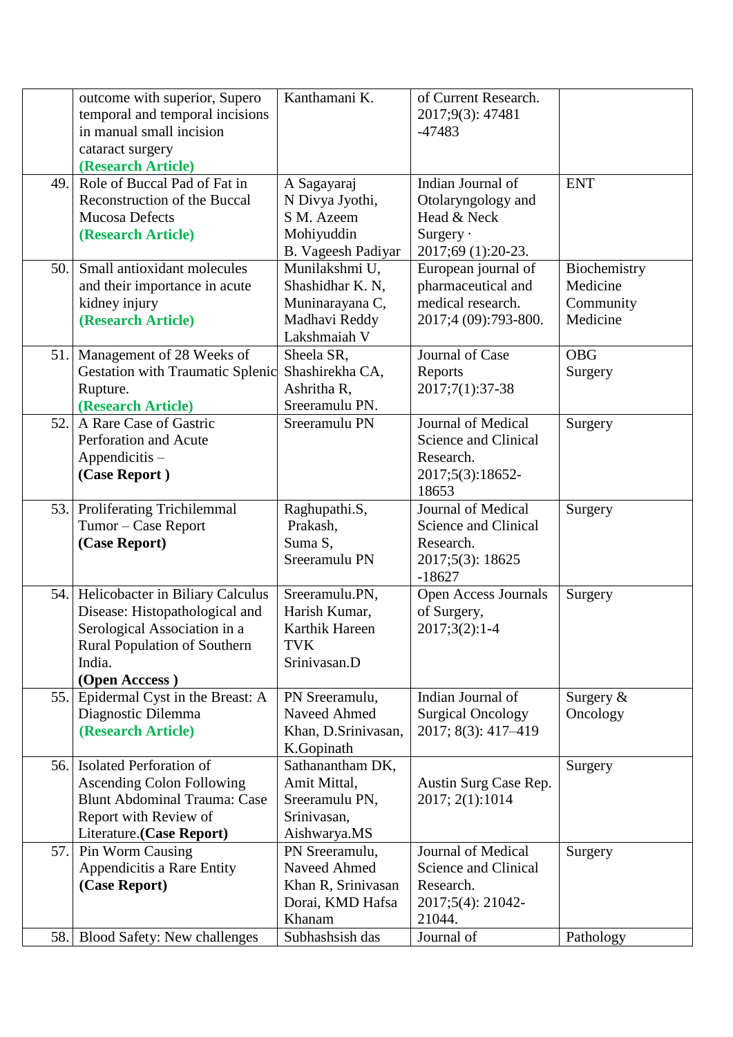|  |  |  |  |  |
|---|---|---|---|---|
|  | outcome with superior, Supero temporal and temporal incisions in manual small incision cataract surgery **(Research Article)** | Kanthamani K. | of Current Research. 2017;9(3): 47481 -47483 |  |
| 49. | Role of Buccal Pad of Fat in Reconstruction of the Buccal Mucosa Defects **(Research Article)** | A Sagayaraj N Divya Jyothi, S M. Azeem Mohiyuddin B. Vageesh Padiyar | Indian Journal of Otolaryngology and Head & Neck Surgery · 2017;69 (1):20-23. | ENT |
| 50. | Small antioxidant molecules and their importance in acute kidney injury **(Research Article)** | Munilakshmi U, Shashidhar K. N, Muninarayana C, Madhavi Reddy Lakshmaiah V | European journal of pharmaceutical and medical research. 2017;4 (09):793-800. | Biochemistry Medicine Community Medicine |
| 51. | Management of 28 Weeks of Gestation with Traumatic Splenic Rupture. **(Research Article)** | Sheela SR, Shashirekha CA, Ashritha R, Sreeramulu PN. | Journal of Case Reports 2017;7(1):37-38 | OBG Surgery |
| 52. | A Rare Case of Gastric Perforation and Acute Appendicitis – **(Case Report )** | Sreeramulu PN | Journal of Medical Science and Clinical Research. 2017;5(3):18652-18653 | Surgery |
| 53. | Proliferating Trichilemmal Tumor – Case Report **(Case Report)** | Raghupathi.S, Prakash, Suma S, Sreeramulu PN | Journal of Medical Science and Clinical Research. 2017;5(3): 18625 -18627 | Surgery |
| 54. | Helicobacter in Biliary Calculus Disease: Histopathological and Serological Association in a Rural Population of Southern India. **(Open Acccess )** | Sreeramulu.PN, Harish Kumar, Karthik Hareen TVK Srinivasan.D | Open Access Journals of Surgery, 2017;3(2):1-4 | Surgery |
| 55. | Epidermal Cyst in the Breast: A Diagnostic Dilemma **(Research Article)** | PN Sreeramulu, Naveed Ahmed Khan, D.Srinivasan, K.Gopinath | Indian Journal of Surgical Oncology 2017; 8(3): 417–419 | Surgery & Oncology |
| 56. | Isolated Perforation of Ascending Colon Following Blunt Abdominal Trauma: Case Report with Review of Literature.**(Case Report)** | Sathanantham DK, Amit Mittal, Sreeramulu PN, Srinivasan, Aishwarya.MS | Austin Surg Case Rep. 2017; 2(1):1014 | Surgery |
| 57. | Pin Worm Causing Appendicitis a Rare Entity **(Case Report)** | PN Sreeramulu, Naveed Ahmed Khan R, Srinivasan Dorai, KMD Hafsa Khanam | Journal of Medical Science and Clinical Research. 2017;5(4): 21042-21044. | Surgery |
| 58. | Blood Safety: New challenges | Subhashsish das | Journal of | Pathology |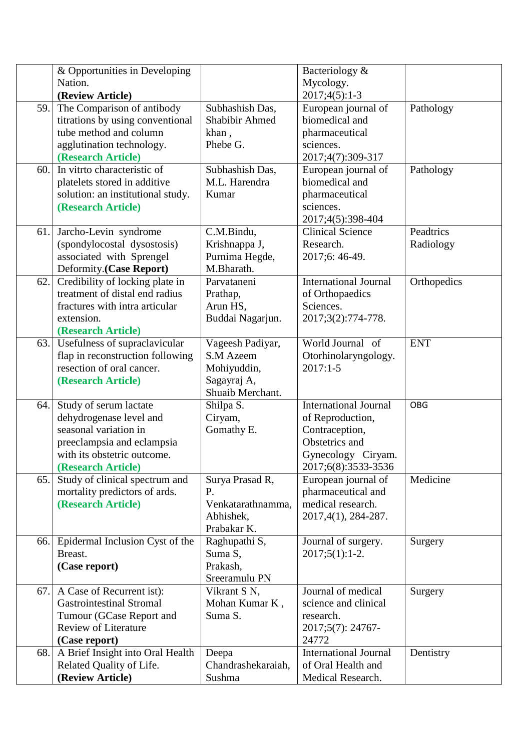| | | | | |
|---|---|---|---|---|
| | & Opportunities in Developing Nation. **(Review Article)** | | Bacteriology & Mycology. 2017;4(5):1-3 | |
| 59. | The Comparison of antibody titrations by using conventional tube method and column agglutination technology. **(Research Article)** | Subhashish Das, Shabibir Ahmed khan , Phebe G. | European journal of biomedical and pharmaceutical sciences. 2017;4(7):309-317 | Pathology |
| 60. | In vitrto characteristic of platelets stored in additive solution: an institutional study. **(Research Article)** | Subhashish Das, M.L. Harendra Kumar | European journal of biomedical and pharmaceutical sciences. 2017;4(5):398-404 | Pathology |
| 61. | Jarcho-Levin syndrome (spondylocostal dysostosis) associated with Sprengel Deformity.**(Case Report)** | C.M.Bindu, Krishnappa J, Purnima Hegde, M.Bharath. | Clinical Science Research. 2017;6: 46-49. | Peadtrics Radiology |
| 62. | Credibility of locking plate in treatment of distal end radius fractures with intra articular extension. **(Research Article)** | Parvataneni Prathap, Arun HS, Buddai Nagarjun. | International Journal of Orthopaedics Sciences. 2017;3(2):774-778. | Orthopedics |
| 63. | Usefulness of supraclavicular flap in reconstruction following resection of oral cancer. **(Research Article)** | Vageesh Padiyar, S.M Azeem Mohiyuddin, Sagayraj A, Shuaib Merchant. | World Journal of Otorhinolaryngology. 2017:1-5 | ENT |
| 64. | Study of serum lactate dehydrogenase level and seasonal variation in preeclampsia and eclampsia with its obstetric outcome. **(Research Article)** | Shilpa S. Ciryam, Gomathy E. | International Journal of Reproduction, Contraception, Obstetrics and Gynecology Ciryam. 2017;6(8):3533-3536 | OBG |
| 65. | Study of clinical spectrum and mortality predictors of ards. **(Research Article)** | Surya Prasad R, P. Venkatarathnamma, Abhishek, Prabakar K. | European journal of pharmaceutical and medical research. 2017,4(1), 284-287. | Medicine |
| 66. | Epidermal Inclusion Cyst of the Breast. **(Case report)** | Raghupathi S, Suma S, Prakash, Sreeramulu PN | Journal of surgery. 2017;5(1):1-2. | Surgery |
| 67. | A Case of Recurrent ist): Gastrointestinal Stromal Tumour (GCase Report and Review of Literature **(Case report)** | Vikrant S N, Mohan Kumar K , Suma S. | Journal of medical science and clinical research. 2017;5(7): 24767-24772 | Surgery |
| 68. | A Brief Insight into Oral Health Related Quality of Life. **(Review Article)** | Deepa Chandrashekaraiah, Sushma | International Journal of Oral Health and Medical Research. | Dentistry |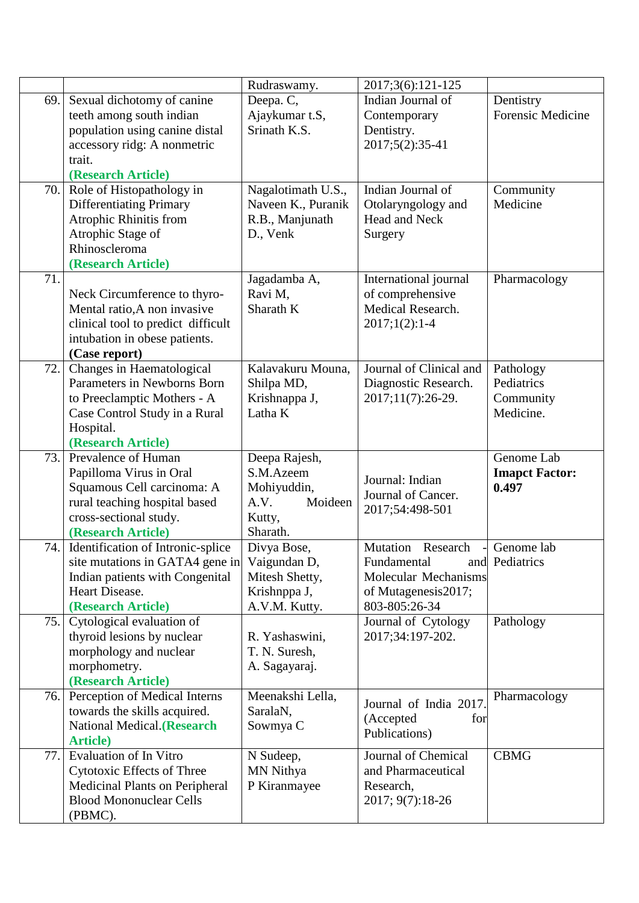| | | Rudraswamy. | 2017;3(6):121-125 | |
|---|---|---|---|---|
| 69. | Sexual dichotomy of canine teeth among south indian population using canine distal accessory ridg: A nonmetric trait. **(Research Article)** | Deepa. C, Ajaykumar t.S, Srinath K.S. | Indian Journal of Contemporary Dentistry. 2017;5(2):35-41 | Dentistry Forensic Medicine |
| 70. | Role of Histopathology in Differentiating Primary Atrophic Rhinitis from Atrophic Stage of Rhinoscleroma **(Research Article)** | Nagalotimath U.S., Naveen K., Puranik R.B., Manjunath D., Venk | Indian Journal of Otolaryngology and Head and Neck Surgery | Community Medicine |
| 71. | Neck Circumference to thyro-Mental ratio,A non invasive clinical tool to predict difficult intubation in obese patients. **(Case report)** | Jagadamba A, Ravi M, Sharath K | International journal of comprehensive Medical Research. 2017;1(2):1-4 | Pharmacology |
| 72. | Changes in Haematological Parameters in Newborns Born to Preeclamptic Mothers - A Case Control Study in a Rural Hospital. **(Research Article)** | Kalavakuru Mouna, Shilpa MD, Krishnappa J, Latha K | Journal of Clinical and Diagnostic Research. 2017;11(7):26-29. | Pathology Pediatrics Community Medicine. |
| 73. | Prevalence of Human Papilloma Virus in Oral Squamous Cell carcinoma: A rural teaching hospital based cross-sectional study. **(Research Article)** | Deepa Rajesh, S.M.Azeem Mohiyuddin, A.V. Moideen Kutty, Sharath. | Journal: Indian Journal of Cancer. 2017;54:498-501 | Genome Lab **Imapct Factor: 0.497** |
| 74. | Identification of Intronic-splice site mutations in GATA4 gene in Indian patients with Congenital Heart Disease. **(Research Article)** | Divya Bose, Vaigundan D, Mitesh Shetty, Krishnppa J, A.V.M. Kutty. | Mutation Research - Fundamental and Molecular Mechanisms of Mutagenesis2017; 803-805:26-34 | Genome lab Pediatrics |
| 75. | Cytological evaluation of thyroid lesions by nuclear morphology and nuclear morphometry. **(Research Article)** | R. Yashaswini, T. N. Suresh, A. Sagayaraj. | Journal of Cytology 2017;34:197-202. | Pathology |
| 76. | Perception of Medical Interns towards the skills acquired. National Medical.**(Research Article)** | Meenakshi Lella, SaralaN, Sowmya C | Journal of India 2017. (Accepted for Publications) | Pharmacology |
| 77. | Evaluation of In Vitro Cytotoxic Effects of Three Medicinal Plants on Peripheral Blood Mononuclear Cells (PBMC). | N Sudeep, MN Nithya P Kiranmayee | Journal of Chemical and Pharmaceutical Research, 2017; 9(7):18-26 | CBMG |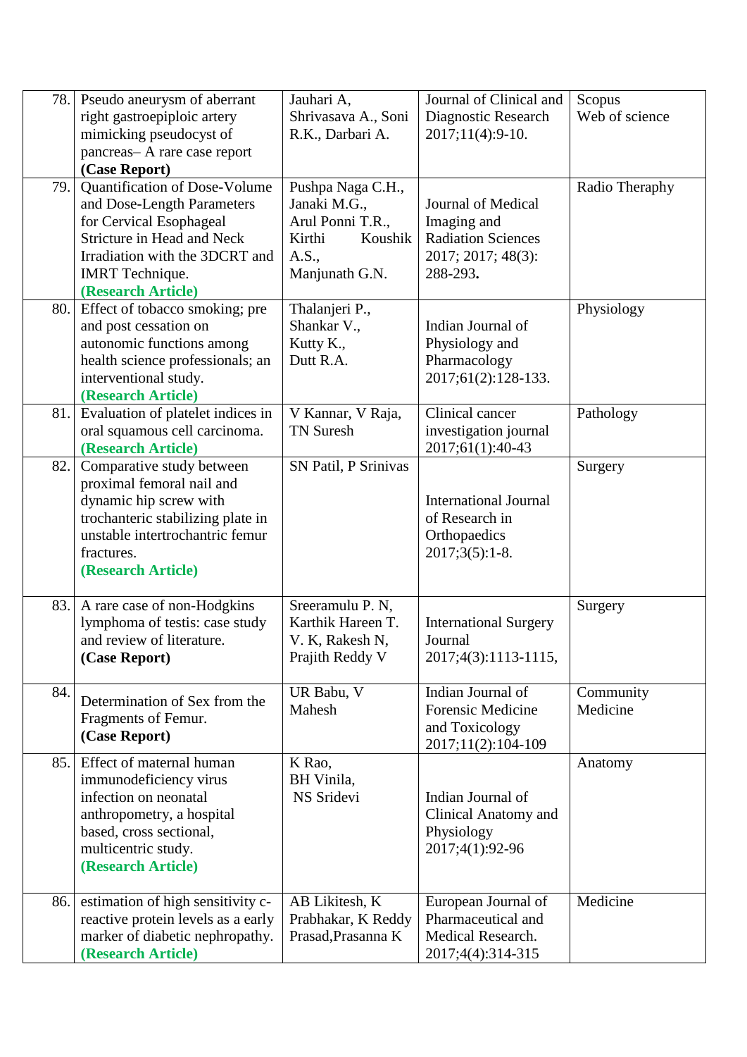| 78. | Pseudo aneurysm of aberrant right gastroepiploic artery mimicking pseudocyst of pancreas– A rare case report **(Case Report)** | Jauhari A, Shrivasava A., Soni R.K., Darbari A. | Journal of Clinical and Diagnostic Research 2017;11(4):9-10. | Scopus Web of science |
|---|---|---|---|---|
| 79. | Quantification of Dose-Volume and Dose-Length Parameters for Cervical Esophageal Stricture in Head and Neck Irradiation with the 3DCRT and IMRT Technique. **(Research Article)** | Pushpa Naga C.H., Janaki M.G., Arul Ponni T.R., Kirthi Koushik A.S., Manjunath G.N. | Journal of Medical Imaging and Radiation Sciences 2017; 2017; 48(3): 288-293**.** | Radio Theraphy |
| 80. | Effect of tobacco smoking; pre and post cessation on autonomic functions among health science professionals; an interventional study. **(Research Article)** | Thalanjeri P., Shankar V., Kutty K., Dutt R.A. | Indian Journal of Physiology and Pharmacology 2017;61(2):128-133. | Physiology |
| 81. | Evaluation of platelet indices in oral squamous cell carcinoma. **(Research Article)** | V Kannar, V Raja, TN Suresh | Clinical cancer investigation journal 2017;61(1):40-43 | Pathology |
| 82. | Comparative study between proximal femoral nail and dynamic hip screw with trochanteric stabilizing plate in unstable intertrochantric femur fractures. **(Research Article)** | SN Patil, P Srinivas | International Journal of Research in Orthopaedics 2017;3(5):1-8. | Surgery |
| 83. | A rare case of non-Hodgkins lymphoma of testis: case study and review of literature. **(Case Report)** | Sreeramulu P. N, Karthik Hareen T. V. K, Rakesh N, Prajith Reddy V | International Surgery Journal 2017;4(3):1113-1115, | Surgery |
| 84. | Determination of Sex from the Fragments of Femur. **(Case Report)** | UR Babu, V Mahesh | Indian Journal of Forensic Medicine and Toxicology 2017;11(2):104-109 | Community Medicine |
| 85. | Effect of maternal human immunodeficiency virus infection on neonatal anthropometry, a hospital based, cross sectional, multicentric study. **(Research Article)** | K Rao, BH Vinila, NS Sridevi | Indian Journal of Clinical Anatomy and Physiology 2017;4(1):92-96 | Anatomy |
| 86. | estimation of high sensitivity c-reactive protein levels as a early marker of diabetic nephropathy. **(Research Article)** | AB Likitesh, K Prabhakar, K Reddy Prasad,Prasanna K | European Journal of Pharmaceutical and Medical Research. 2017;4(4):314-315 | Medicine |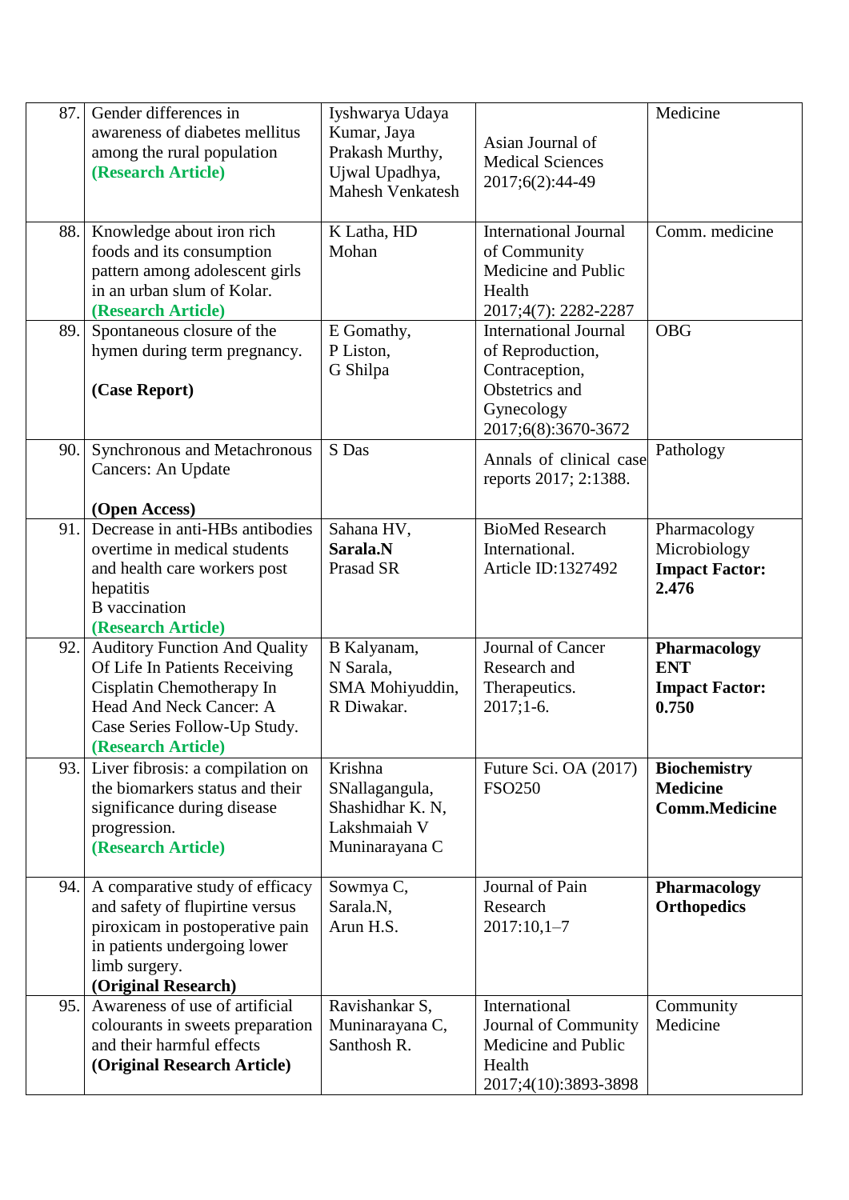| | | | | |
|---|---|---|---|---|
| 87. | Gender differences in awareness of diabetes mellitus among the rural population **(Research Article)** | Iyshwarya Udaya Kumar, Jaya Prakash Murthy, Ujwal Upadhya, Mahesh Venkatesh | Asian Journal of Medical Sciences 2017;6(2):44-49 | Medicine |
| 88. | Knowledge about iron rich foods and its consumption pattern among adolescent girls in an urban slum of Kolar. **(Research Article)** | K Latha, HD Mohan | International Journal of Community Medicine and Public Health 2017;4(7): 2282-2287 | Comm. medicine |
| 89. | Spontaneous closure of the hymen during term pregnancy. **(Case Report)** | E Gomathy, P Liston, G Shilpa | International Journal of Reproduction, Contraception, Obstetrics and Gynecology 2017;6(8):3670-3672 | OBG |
| 90. | Synchronous and Metachronous Cancers: An Update **(Open Access)** | S Das | Annals of clinical case reports 2017; 2:1388. | Pathology |
| 91. | Decrease in anti-HBs antibodies overtime in medical students and health care workers post hepatitis B vaccination **(Research Article)** | Sahana HV, **Sarala.N** Prasad SR | BioMed Research International. Article ID:1327492 | Pharmacology Microbiology **Impact Factor: 2.476** |
| 92. | Auditory Function And Quality Of Life In Patients Receiving Cisplatin Chemotherapy In Head And Neck Cancer: A Case Series Follow-Up Study. **(Research Article)** | B Kalyanam, N Sarala, SMA Mohiyuddin, R Diwakar. | Journal of Cancer Research and Therapeutics. 2017;1-6. | **Pharmacology ENT Impact Factor: 0.750** |
| 93. | Liver fibrosis: a compilation on the biomarkers status and their significance during disease progression. **(Research Article)** | Krishna SNallagangula, Shashidhar K. N, Lakshmaiah V Muninarayana C | Future Sci. OA (2017) FSO250 | **Biochemistry Medicine Comm.Medicine** |
| 94. | A comparative study of efficacy and safety of flupirtine versus piroxicam in postoperative pain in patients undergoing lower limb surgery. **(Original Research)** | Sowmya C, Sarala.N, Arun H.S. | Journal of Pain Research 2017:10,1–7 | **Pharmacology Orthopedics** |
| 95. | Awareness of use of artificial colourants in sweets preparation and their harmful effects **(Original Research Article)** | Ravishankar S, Muninarayana C, Santhosh R. | International Journal of Community Medicine and Public Health 2017;4(10):3893-3898 | Community Medicine |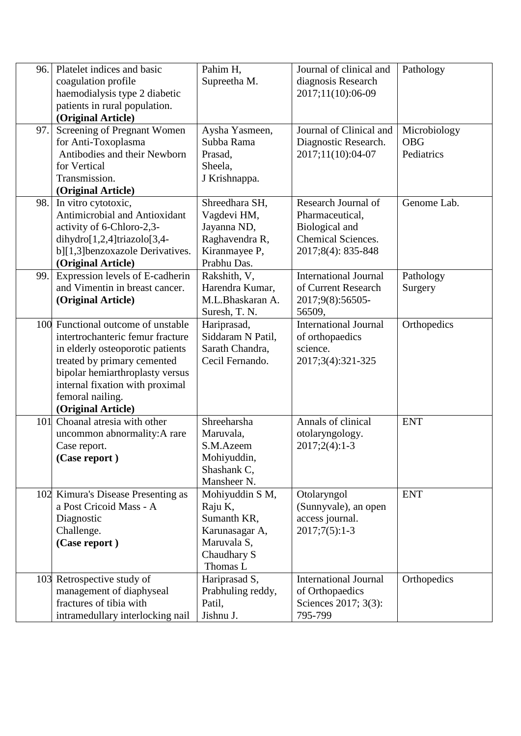| 96. | Platelet indices and basic coagulation profile haemodialysis type 2 diabetic patients in rural population. **(Original Article)** | Pahim H, Supreetha M. | Journal of clinical and diagnosis Research 2017;11(10):06-09 | Pathology |
|---|---|---|---|---|
| 97. | Screening of Pregnant Women for Anti-Toxoplasma Antibodies and their Newborn for Vertical Transmission. **(Original Article)** | Aysha Yasmeen, Subba Rama Prasad, Sheela, J Krishnappa. | Journal of Clinical and Diagnostic Research. 2017;11(10):04-07 | Microbiology OBG Pediatrics |
| 98. | In vitro cytotoxic, Antimicrobial and Antioxidant activity of 6-Chloro-2,3-dihydro[1,2,4]triazolo[3,4-b][1,3]benzoxazole Derivatives. **(Original Article)** | Shreedhara SH, Vagdevi HM, Jayanna ND, Raghavendra R, Kiranmayee P, Prabhu Das. | Research Journal of Pharmaceutical, Biological and Chemical Sciences. 2017;8(4): 835-848 | Genome Lab. |
| 99. | Expression levels of E-cadherin and Vimentin in breast cancer. **(Original Article)** | Rakshith, V, Harendra Kumar, M.L.Bhaskaran A. Suresh, T. N. | International Journal of Current Research 2017;9(8):56505-56509, | Pathology Surgery |
| 100 | Functional outcome of unstable intertrochanteric femur fracture in elderly osteoporotic patients treated by primary cemented bipolar hemiarthroplasty versus internal fixation with proximal femoral nailing. **(Original Article)** | Hariprasad, Siddaram N Patil, Sarath Chandra, Cecil Fernando. | International Journal of orthopaedics science. 2017;3(4):321-325 | Orthopedics |
| 101 | Choanal atresia with other uncommon abnormality:A rare Case report. **(Case report )** | Shreeharsha Maruvala, S.M.Azeem Mohiyuddin, Shashank C, Mansheer N. | Annals of clinical otolaryngology. 2017;2(4):1-3 | ENT |
| 102 | Kimura's Disease Presenting as a Post Cricoid Mass - A Diagnostic Challenge. **(Case report )** | Mohiyuddin S M, Raju K, Sumanth KR, Karunasagar A, Maruvala S, Chaudhary S Thomas L | Otolaryngol (Sunnyvale), an open access journal. 2017;7(5):1-3 | ENT |
| 103 | Retrospective study of management of diaphyseal fractures of tibia with intramedullary interlocking nail | Hariprasad S, Prabhuling reddy, Patil, Jishnu J. | International Journal of Orthopaedics Sciences 2017; 3(3): 795-799 | Orthopedics |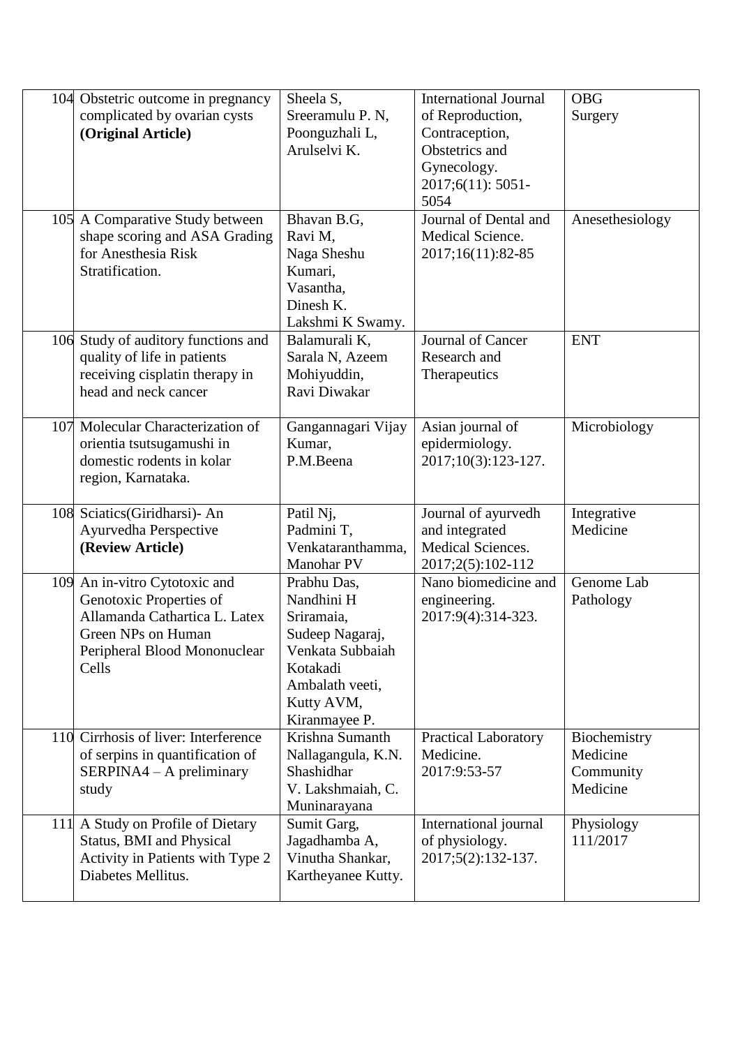| 104 | Obstetric outcome in pregnancy complicated by ovarian cysts **(Original Article)** | Sheela S, Sreeramulu P. N, Poonguzhali L, Arulselvi K. | International Journal of Reproduction, Contraception, Obstetrics and Gynecology. 2017;6(11): 5051-5054 | OBG Surgery |
|---|---|---|---|---|
| 105 | A Comparative Study between shape scoring and ASA Grading for Anesthesia Risk Stratification. | Bhavan B.G, Ravi M, Naga Sheshu Kumari, Vasantha, Dinesh K. Lakshmi K Swamy. | Journal of Dental and Medical Science. 2017;16(11):82-85 | Anesethesiology |
| 106 | Study of auditory functions and quality of life in patients receiving cisplatin therapy in head and neck cancer | Balamurali K, Sarala N, Azeem Mohiyuddin, Ravi Diwakar | Journal of Cancer Research and Therapeutics | ENT |
| 107 | Molecular Characterization of orientia tsutsugamushi in domestic rodents in kolar region, Karnataka. | Gangannagari Vijay Kumar, P.M.Beena | Asian journal of epidermiology. 2017;10(3):123-127. | Microbiology |
| 108 | Sciatics(Giridharsi)- An Ayurvedha Perspective **(Review Article)** | Patil Nj, Padmini T, Venkataranthamma, Manohar PV | Journal of ayurvedh and integrated Medical Sciences. 2017;2(5):102-112 | Integrative Medicine |
| 109 | An in-vitro Cytotoxic and Genotoxic Properties of Allamanda Cathartica L. Latex Green NPs on Human Peripheral Blood Mononuclear Cells | Prabhu Das, Nandhini H Sriramaia, Sudeep Nagaraj, Venkata Subbaiah Kotakadi Ambalath veeti, Kutty AVM, Kiranmayee P. | Nano biomedicine and engineering. 2017:9(4):314-323. | Genome Lab Pathology |
| 110 | Cirrhosis of liver: Interference of serpins in quantification of SERPINA4 – A preliminary study | Krishna Sumanth Nallagangula, K.N. Shashidhar V. Lakshmaiah, C. Muninarayana | Practical Laboratory Medicine. 2017:9:53-57 | Biochemistry Medicine Community Medicine |
| 111 | A Study on Profile of Dietary Status, BMI and Physical Activity in Patients with Type 2 Diabetes Mellitus. | Sumit Garg, Jagadhamba A, Vinutha Shankar, Kartheyanee Kutty. | International journal of physiology. 2017;5(2):132-137. | Physiology 111/2017 |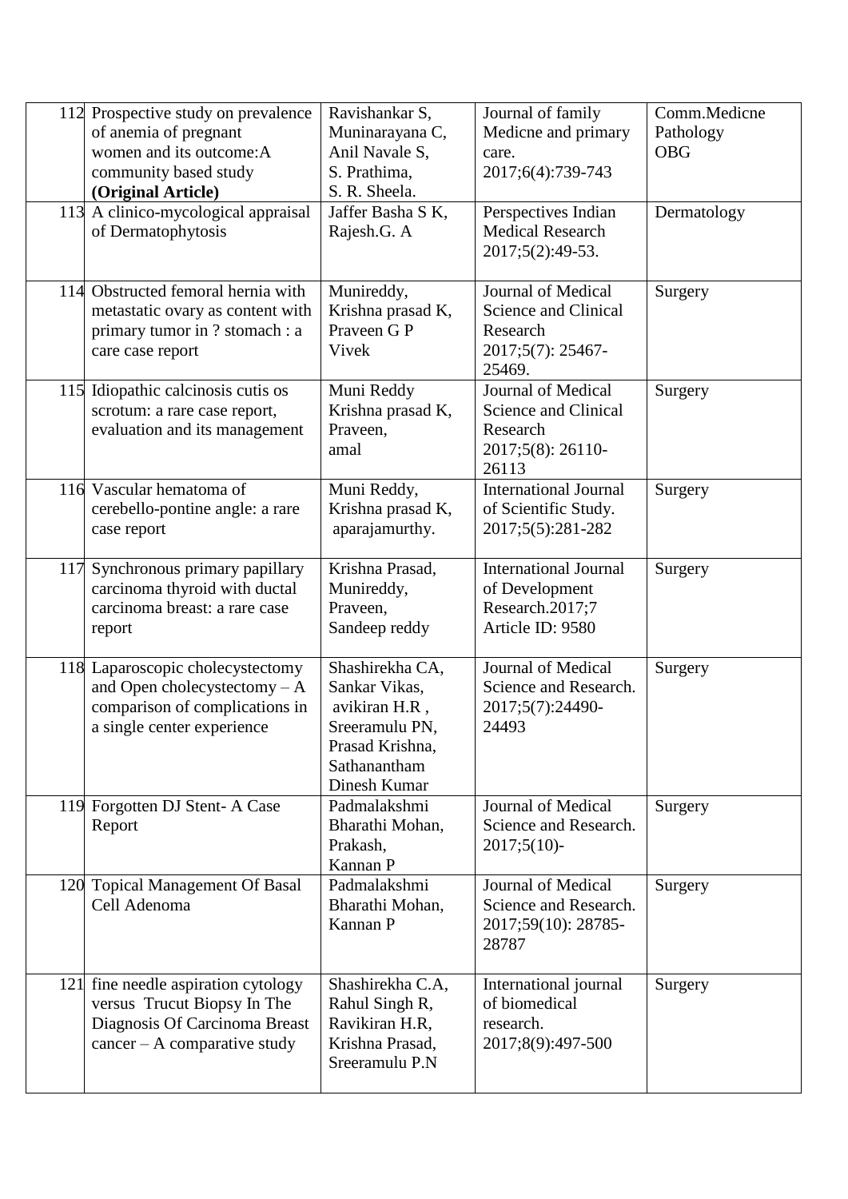| | | | | |
|---|---|---|---|---|
| 112 | Prospective study on prevalence of anemia of pregnant women and its outcome:A community based study **(Original Article)** | Ravishankar S, Muninarayana C, Anil Navale S, S. Prathima, S. R. Sheela. | Journal of family Medicne and primary care. 2017;6(4):739-743 | Comm.Medicne Pathology OBG |
| 113 | A clinico-mycological appraisal of Dermatophytosis | Jaffer Basha S K, Rajesh.G. A | Perspectives Indian Medical Research 2017;5(2):49-53. | Dermatology |
| 114 | Obstructed femoral hernia with metastatic ovary as content with primary tumor in ? stomach : a care case report | Munireddy, Krishna prasad K, Praveen G P Vivek | Journal of Medical Science and Clinical Research 2017;5(7): 25467-25469. | Surgery |
| 115 | Idiopathic calcinosis cutis os scrotum: a rare case report, evaluation and its management | Muni Reddy Krishna prasad K, Praveen, amal | Journal of Medical Science and Clinical Research 2017;5(8): 26110-26113 | Surgery |
| 116 | Vascular hematoma of cerebello-pontine angle: a rare case report | Muni Reddy, Krishna prasad K, aparajamurthy. | International Journal of Scientific Study. 2017;5(5):281-282 | Surgery |
| 117 | Synchronous primary papillary carcinoma thyroid with ductal carcinoma breast: a rare case report | Krishna Prasad, Munireddy, Praveen, Sandeep reddy | International Journal of Development Research.2017;7 Article ID: 9580 | Surgery |
| 118 | Laparoscopic cholecystectomy and Open cholecystectomy – A comparison of complications in a single center experience | Shashirekha CA, Sankar Vikas, avikiran H.R , Sreeramulu PN, Prasad Krishna, Sathanantham Dinesh Kumar | Journal of Medical Science and Research. 2017;5(7):24490-24493 | Surgery |
| 119 | Forgotten DJ Stent- A Case Report | Padmalakshmi Bharathi Mohan, Prakash, Kannan P | Journal of Medical Science and Research. 2017;5(10)- | Surgery |
| 120 | Topical Management Of Basal Cell Adenoma | Padmalakshmi Bharathi Mohan, Kannan P | Journal of Medical Science and Research. 2017;59(10): 28785-28787 | Surgery |
| 121 | fine needle aspiration cytology versus Trucut Biopsy In The Diagnosis Of Carcinoma Breast cancer – A comparative study | Shashirekha C.A, Rahul Singh R, Ravikiran H.R, Krishna Prasad, Sreeramulu P.N | International journal of biomedical research. 2017;8(9):497-500 | Surgery |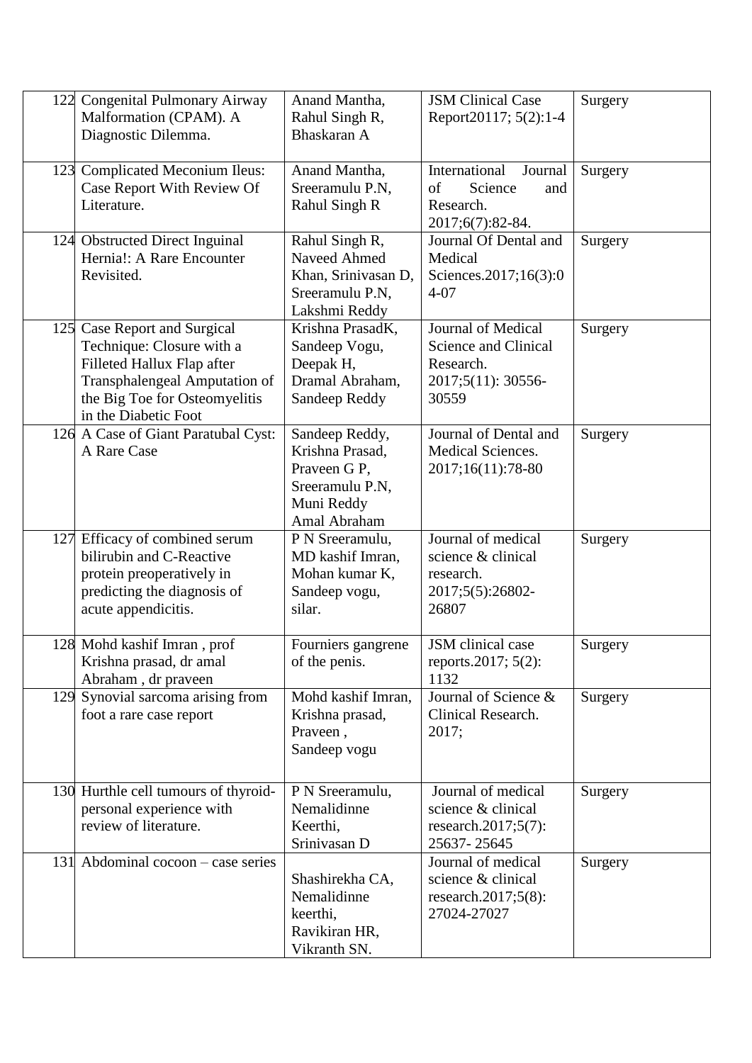| | | | | |
|---|---|---|---|---|
| 122 | Congenital Pulmonary Airway Malformation (CPAM). A Diagnostic Dilemma. | Anand Mantha, Rahul Singh R, Bhaskaran A | JSM Clinical Case Report20117; 5(2):1-4 | Surgery |
| 123 | Complicated Meconium Ileus: Case Report With Review Of Literature. | Anand Mantha, Sreeramulu P.N, Rahul Singh R | International Journal of Science and Research. 2017;6(7):82-84. | Surgery |
| 124 | Obstructed Direct Inguinal Hernia!: A Rare Encounter Revisited. | Rahul Singh R, Naveed Ahmed Khan, Srinivasan D, Sreeramulu P.N, Lakshmi Reddy | Journal Of Dental and Medical Sciences.2017;16(3):04-07 | Surgery |
| 125 | Case Report and Surgical Technique: Closure with a Filleted Hallux Flap after Transphalengeal Amputation of the Big Toe for Osteomyelitis in the Diabetic Foot | Krishna PrasadK, Sandeep Vogu, Deepak H, Dramal Abraham, Sandeep Reddy | Journal of Medical Science and Clinical Research. 2017;5(11): 30556-30559 | Surgery |
| 126 | A Case of Giant Paratubal Cyst: A Rare Case | Sandeep Reddy, Krishna Prasad, Praveen G P, Sreeramulu P.N, Muni Reddy Amal Abraham | Journal of Dental and Medical Sciences. 2017;16(11):78-80 | Surgery |
| 127 | Efficacy of combined serum bilirubin and C-Reactive protein preoperatively in predicting the diagnosis of acute appendicitis. | P N Sreeramulu, MD kashif Imran, Mohan kumar K, Sandeep vogu, silar. | Journal of medical science & clinical research. 2017;5(5):26802-26807 | Surgery |
| 128 | Mohd kashif Imran , prof Krishna prasad, dr amal Abraham , dr praveen | Fourniers gangrene of the penis. | JSM clinical case reports.2017; 5(2): 1132 | Surgery |
| 129 | Synovial sarcoma arising from foot a rare case report | Mohd kashif Imran, Krishna prasad, Praveen , Sandeep vogu | Journal of Science & Clinical Research. 2017; | Surgery |
| 130 | Hurthle cell tumours of thyroid-personal experience with review of literature. | P N Sreeramulu, Nemalidinne Keerthi, Srinivasan D | Journal of medical science & clinical research.2017;5(7): 25637- 25645 | Surgery |
| 131 | Abdominal cocoon – case series | Shashirekha CA, Nemalidinne keerthi, Ravikiran HR, Vikranth SN. | Journal of medical science & clinical research.2017;5(8): 27024-27027 | Surgery |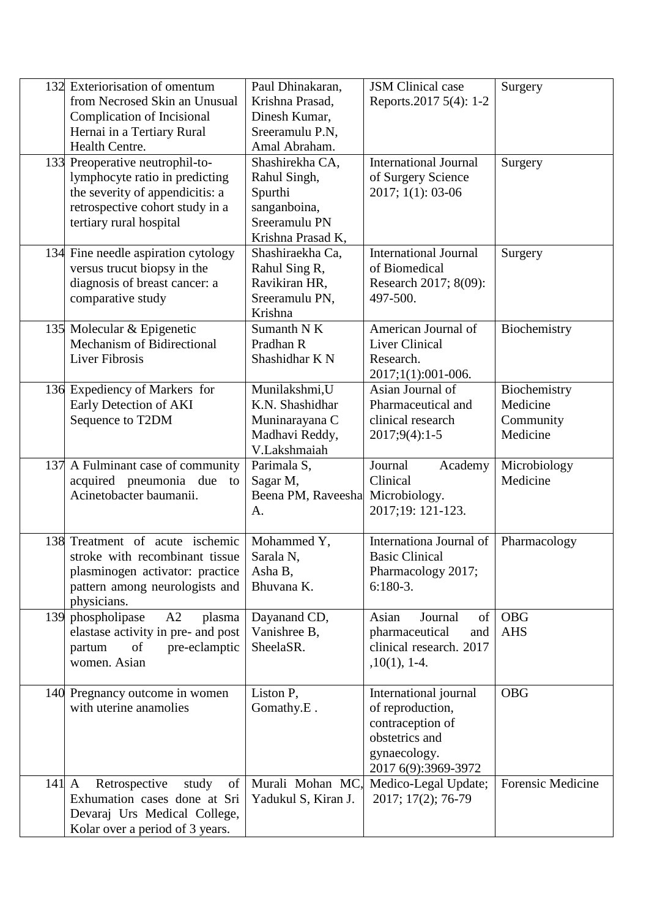| | | | | |
|---|---|---|---|---|
| 132 | Exteriorisation of omentum from Necrosed Skin an Unusual Complication of Incisional Hernai in a Tertiary Rural Health Centre. | Paul Dhinakaran, Krishna Prasad, Dinesh Kumar, Sreeramulu P.N, Amal Abraham. | JSM Clinical case Reports.2017 5(4): 1-2 | Surgery |
| 133 | Preoperative neutrophil-to-lymphocyte ratio in predicting the severity of appendicitis: a retrospective cohort study in a tertiary rural hospital | Shashirekha CA, Rahul Singh, Spurthi sanganboina, Sreeramulu PN Krishna Prasad K, | International Journal of Surgery Science 2017; 1(1): 03-06 | Surgery |
| 134 | Fine needle aspiration cytology versus trucut biopsy in the diagnosis of breast cancer: a comparative study | Shashiraekha Ca, Rahul Sing R, Ravikiran HR, Sreeramulu PN, Krishna | International Journal of Biomedical Research 2017; 8(09): 497-500. | Surgery |
| 135 | Molecular & Epigenetic Mechanism of Bidirectional Liver Fibrosis | Sumanth N K Pradhan R Shashidhar K N | American Journal of Liver Clinical Research. 2017;1(1):001-006. | Biochemistry |
| 136 | Expediency of Markers for Early Detection of AKI Sequence to T2DM | Munilakshmi,U K.N. Shashidhar Muninarayana C Madhavi Reddy, V.Lakshmaiah | Asian Journal of Pharmaceutical and clinical research 2017;9(4):1-5 | Biochemistry Medicine Community Medicine |
| 137 | A Fulminant case of community acquired pneumonia due to Acinetobacter baumanii. | Parimala S, Sagar M, Beena PM, Raveesha A. | Journal Academy Clinical Microbiology. 2017;19: 121-123. | Microbiology Medicine |
| 138 | Treatment of acute ischemic stroke with recombinant tissue plasminogen activator: practice pattern among neurologists and physicians. | Mohammed Y, Sarala N, Asha B, Bhuvana K. | Internationa Journal of Basic Clinical Pharmacology 2017; 6:180-3. | Pharmacology |
| 139 | phospholipase A2 plasma elastase activity in pre- and post partum of pre-eclamptic women. Asian | Dayanand CD, Vanishree B, SheelaSR. | Asian Journal of pharmaceutical and clinical research. 2017 ,10(1), 1-4. | OBG AHS |
| 140 | Pregnancy outcome in women with uterine anamolies | Liston P, Gomathy.E . | International journal of reproduction, contraception of obstetrics and gynaecology. 2017 6(9):3969-3972 | OBG |
| 141 | A Retrospective study of Exhumation cases done at Sri Devaraj Urs Medical College, Kolar over a period of 3 years. | Murali Mohan MC, Yadukul S, Kiran J. | Medico-Legal Update; 2017; 17(2); 76-79 | Forensic Medicine |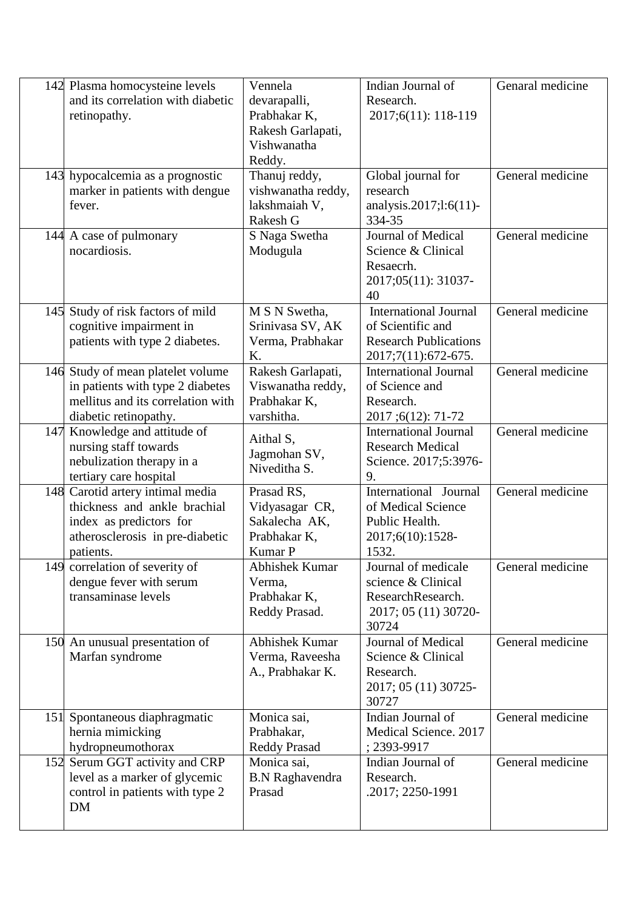| 142 | Plasma homocysteine levels and its correlation with diabetic retinopathy. | Vennela devarapalli, Prabhakar K, Rakesh Garlapati, Vishwanatha Reddy. | Indian Journal of Research. 2017;6(11): 118-119 | Genaral medicine |
|---|---|---|---|---|
| 143 | hypocalcemia as a prognostic marker in patients with dengue fever. | Thanuj reddy, vishwanatha reddy, lakshmaiah V, Rakesh G | Global journal for research analysis.2017;l:6(11)-334-35 | General medicine |
| 144 | A case of pulmonary nocardiosis. | S Naga Swetha Modugula | Journal of Medical Science & Clinical Resaecrh. 2017;05(11): 31037-40 | General medicine |
| 145 | Study of risk factors of mild cognitive impairment in patients with type 2 diabetes. | M S N Swetha, Srinivasa SV, AK Verma, Prabhakar K. | International Journal of Scientific and Research Publications 2017;7(11):672-675. | General medicine |
| 146 | Study of mean platelet volume in patients with type 2 diabetes mellitus and its correlation with diabetic retinopathy. | Rakesh Garlapati, Viswanatha reddy, Prabhakar K, varshitha. | International Journal of Science and Research. 2017 ;6(12): 71-72 | General medicine |
| 147 | Knowledge and attitude of nursing staff towards nebulization therapy in a tertiary care hospital | Aithal S, Jagmohan SV, Niveditha S. | International Journal Research Medical Science. 2017;5:3976-9. | General medicine |
| 148 | Carotid artery intimal media thickness and ankle brachial index as predictors for atherosclerosis in pre-diabetic patients. | Prasad RS, Vidyasagar CR, Sakalecha AK, Prabhakar K, Kumar P | International Journal of Medical Science Public Health. 2017;6(10):1528-1532. | General medicine |
| 149 | correlation of severity of dengue fever with serum transaminase levels | Abhishek Kumar Verma, Prabhakar K, Reddy Prasad. | Journal of medicale science & Clinical ResearchResearch. 2017; 05 (11) 30720-30724 | General medicine |
| 150 | An unusual presentation of Marfan syndrome | Abhishek Kumar Verma, Raveesha A., Prabhakar K. | Journal of Medical Science & Clinical Research. 2017; 05 (11) 30725-30727 | General medicine |
| 151 | Spontaneous diaphragmatic hernia mimicking hydropneumothorax | Monica sai, Prabhakar, Reddy Prasad | Indian Journal of Medical Science. 2017 ; 2393-9917 | General medicine |
| 152 | Serum GGT activity and CRP level as a marker of glycemic control in patients with type 2 DM | Monica sai, B.N Raghavendra Prasad | Indian Journal of Research. .2017; 2250-1991 | General medicine |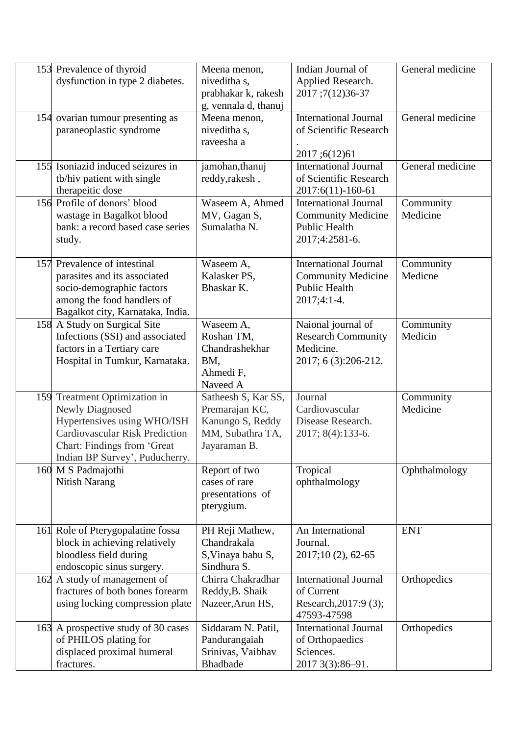| 153 | Prevalence of thyroid dysfunction in type 2 diabetes. | Meena menon, niveditha s, prabhakar k, rakesh g, vennala d, thanuj | Indian Journal of Applied Research. 2017 ;7(12)36-37 | General medicine |
|---|---|---|---|---|
| 154 | ovarian tumour presenting as paraneoplastic syndrome | Meena menon, niveditha s, raveesha a | International Journal of Scientific Research . 2017 ;6(12)61 | General medicine |
| 155 | Isoniazid induced seizures in tb/hiv patient with single therapeitic dose | jamohan,thanuj reddy,rakesh , | International Journal of Scientific Research 2017:6(11)-160-61 | General medicine |
| 156 | Profile of donors' blood wastage in Bagalkot blood bank: a record based case series study. | Waseem A, Ahmed MV, Gagan S, Sumalatha N. | International Journal Community Medicine Public Health 2017;4:2581-6. | Community Medicine |
| 157 | Prevalence of intestinal parasites and its associated socio-demographic factors among the food handlers of Bagalkot city, Karnataka, India. | Waseem A, Kalasker PS, Bhaskar K. | International Journal Community Medicine Public Health 2017;4:1-4. | Community Medicne |
| 158 | A Study on Surgical Site Infections (SSI) and associated factors in a Tertiary care Hospital in Tumkur, Karnataka. | Waseem A, Roshan TM, Chandrashekhar BM, Ahmedi F, Naveed A | Naional journal of Research Community Medicine. 2017; 6 (3):206-212. | Community Medicin |
| 159 | Treatment Optimization in Newly Diagnosed Hypertensives using WHO/ISH Cardiovascular Risk Prediction Chart: Findings from 'Great Indian BP Survey', Puducherry. | Satheesh S, Kar SS, Premarajan KC, Kanungo S, Reddy MM, Subathra TA, Jayaraman B. | Journal Cardiovascular Disease Research. 2017; 8(4):133-6. | Community Medicine |
| 160 | M S Padmajothi Nitish Narang | Report of two cases of rare presentations of pterygium. | Tropical ophthalmology | Ophthalmology |
| 161 | Role of Pterygopalatine fossa block in achieving relatively bloodless field during endoscopic sinus surgery. | PH Reji Mathew, Chandrakala S,Vinaya babu S, Sindhura S. | An International Journal. 2017;10 (2), 62-65 | ENT |
| 162 | A study of management of fractures of both bones forearm using locking compression plate | Chirra Chakradhar Reddy,B. Shaik Nazeer,Arun HS, | International Journal of Current Research,2017:9 (3); 47593-47598 | Orthopedics |
| 163 | A prospective study of 30 cases of PHILOS plating for displaced proximal humeral fractures. | Siddaram N. Patil, Pandurangaiah Srinivas, Vaibhav Bhadbade | International Journal of Orthopaedics Sciences. 2017 3(3):86–91. | Orthopedics |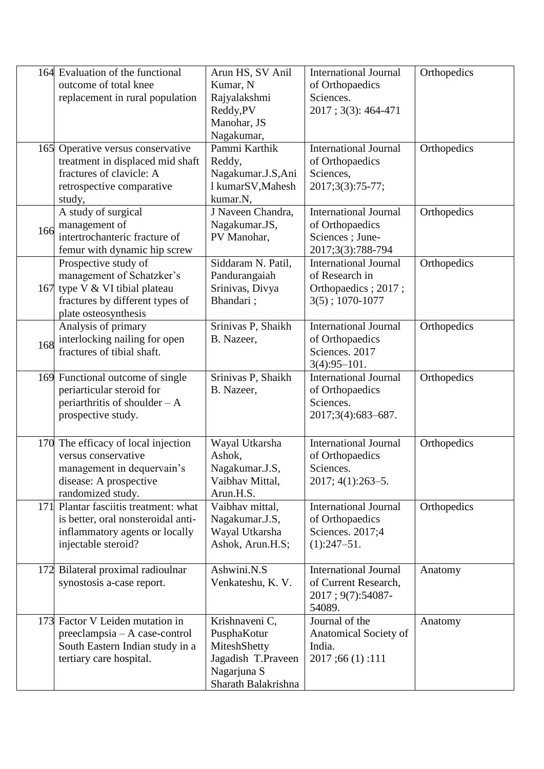| | | | | |
|---|---|---|---|---|
| 164 | Evaluation of the functional outcome of total knee replacement in rural population | Arun HS, SV Anil Kumar, N Rajyalakshmi Reddy,PV Manohar, JS Nagakumar, | International Journal of Orthopaedics Sciences. 2017 ; 3(3): 464-471 | Orthopedics |
| 165 | Operative versus conservative treatment in displaced mid shaft fractures of clavicle: A retrospective comparative study, | Pammi Karthik Reddy, Nagakumar.J.S,Anil kumarSV,Mahesh kumar.N, | International Journal of Orthopaedics Sciences, 2017;3(3):75-77; | Orthopedics |
| 166 | A study of surgical management of intertrochanteric fracture of femur with dynamic hip screw | J Naveen Chandra, Nagakumar.JS, PV Manohar, | International Journal of Orthopaedics Sciences ; June-2017;3(3):788-794 | Orthopedics |
| 167 | Prospective study of management of Schatzker's type V & VI tibial plateau fractures by different types of plate osteosynthesis | Siddaram N. Patil, Pandurangaiah Srinivas, Divya Bhandari ; | International Journal of Research in Orthopaedics ; 2017 ; 3(5) ; 1070-1077 | Orthopedics |
| 168 | Analysis of primary interlocking nailing for open fractures of tibial shaft. | Srinivas P, Shaikh B. Nazeer, | International Journal of Orthopaedics Sciences. 2017 3(4):95–101. | Orthopedics |
| 169 | Functional outcome of single periarticular steroid for periarthritis of shoulder – A prospective study. | Srinivas P, Shaikh B. Nazeer, | International Journal of Orthopaedics Sciences. 2017;3(4):683–687. | Orthopedics |
| 170 | The efficacy of local injection versus conservative management in dequervain's disease: A prospective randomized study. | Wayal Utkarsha Ashok, Nagakumar.J.S, Vaibhav Mittal, Arun.H.S. | International Journal of Orthopaedics Sciences. 2017; 4(1):263–5. | Orthopedics |
| 171 | Plantar fasciitis treatment: what is better, oral nonsteroidal anti-inflammatory agents or locally injectable steroid? | Vaibhav mittal, Nagakumar.J.S, Wayal Utkarsha Ashok, Arun.H.S; | International Journal of Orthopaedics Sciences. 2017;4 (1):247–51. | Orthopedics |
| 172 | Bilateral proximal radioulnar synostosis a-case report. | Ashwini.N.S Venkateshu, K. V. | International Journal of Current Research, 2017 ; 9(7):54087-54089. | Anatomy |
| 173 | Factor V Leiden mutation in preeclampsia – A case-control South Eastern Indian study in a tertiary care hospital. | Krishnaveni C, PusphaKotur MiteshShetty Jagadish T.Praveen Nagarjuna S Sharath Balakrishna | Journal of the Anatomical Society of India. 2017 ;66 (1) :111 | Anatomy |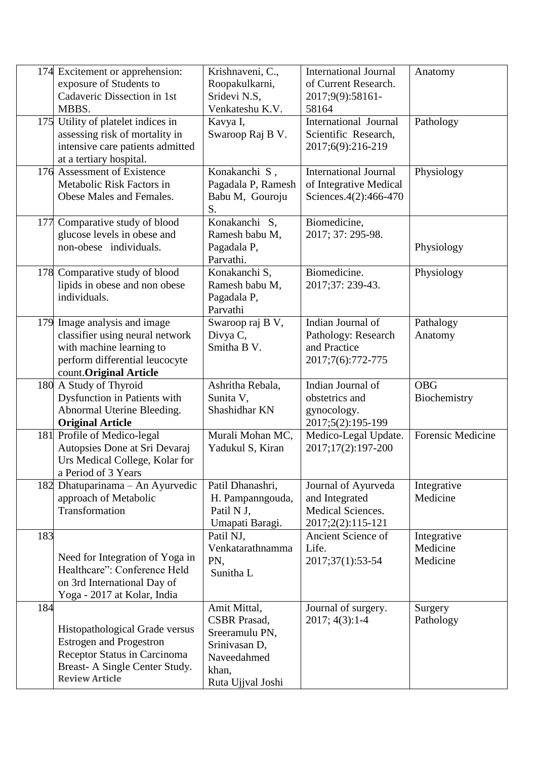| | | | | |
|---|---|---|---|---|
| 174 | Excitement or apprehension: exposure of Students to Cadaveric Dissection in 1st MBBS. | Krishnaveni, C., Roopakulkarni, Sridevi N.S, Venkateshu K.V. | International Journal of Current Research. 2017;9(9):58161-58164 | Anatomy |
| 175 | Utility of platelet indices in assessing risk of mortality in intensive care patients admitted at a tertiary hospital. | Kavya I, Swaroop Raj B V. | International Journal Scientific Research, 2017;6(9):216-219 | Pathology |
| 176 | Assessment of Existence Metabolic Risk Factors in Obese Males and Females. | Konakanchi S , Pagadala P, Ramesh Babu M, Gouroju S. | International Journal of Integrative Medical Sciences.4(2):466-470 | Physiology |
| 177 | Comparative study of blood glucose levels in obese and non-obese individuals. | Konakanchi S, Ramesh babu M, Pagadala P, Parvathi. | Biomedicine, 2017; 37: 295-98. | Physiology |
| 178 | Comparative study of blood lipids in obese and non obese individuals. | Konakanchi S, Ramesh babu M, Pagadala P, Parvathi | Biomedicine. 2017;37: 239-43. | Physiology |
| 179 | Image analysis and image classifier using neural network with machine learning to perform differential leucocyte count.**Original Article** | Swaroop raj B V, Divya C, Smitha B V. | Indian Journal of Pathology: Research and Practice 2017;7(6):772-775 | Pathalogy Anatomy |
| 180 | A Study of Thyroid Dysfunction in Patients with Abnormal Uterine Bleeding. **Original Article** | Ashritha Rebala, Sunita V, Shashidhar KN | Indian Journal of obstetrics and gynocology. 2017;5(2):195-199 | OBG Biochemistry |
| 181 | Profile of Medico-legal Autopsies Done at Sri Devaraj Urs Medical College, Kolar for a Period of 3 Years | Murali Mohan MC, Yadukul S, Kiran | Medico-Legal Update. 2017;17(2):197-200 | Forensic Medicine |
| 182 | Dhatuparinama – An Ayurvedic approach of Metabolic Transformation | Patil Dhanashri, H. Pampanngouda, Patil N J, Umapati Baragi. | Journal of Ayurveda and Integrated Medical Sciences. 2017;2(2):115-121 | Integrative Medicine |
| 183 | Need for Integration of Yoga in Healthcare": Conference Held on 3rd International Day of Yoga - 2017 at Kolar, India | Patil NJ, Venkatarathnamma PN, Sunitha L | Ancient Science of Life. 2017;37(1):53-54 | Integrative Medicine Medicine |
| 184 | Histopathological Grade versus Estrogen and Progestron Receptor Status in Carcinoma Breast- A Single Center Study. **Review Article** | Amit Mittal, CSBR Prasad, Sreeramulu PN, Srinivasan D, Naveedahmed khan, Ruta Ujjval Joshi | Journal of surgery. 2017; 4(3):1-4 | Surgery Pathology |